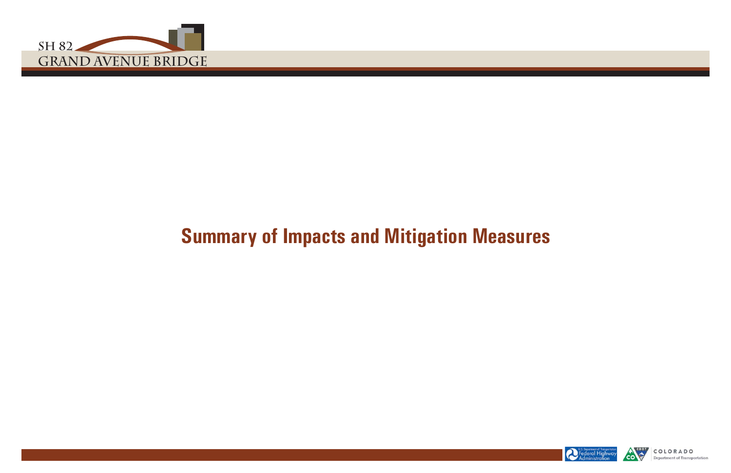# Summary of Impacts and Mitigation Measures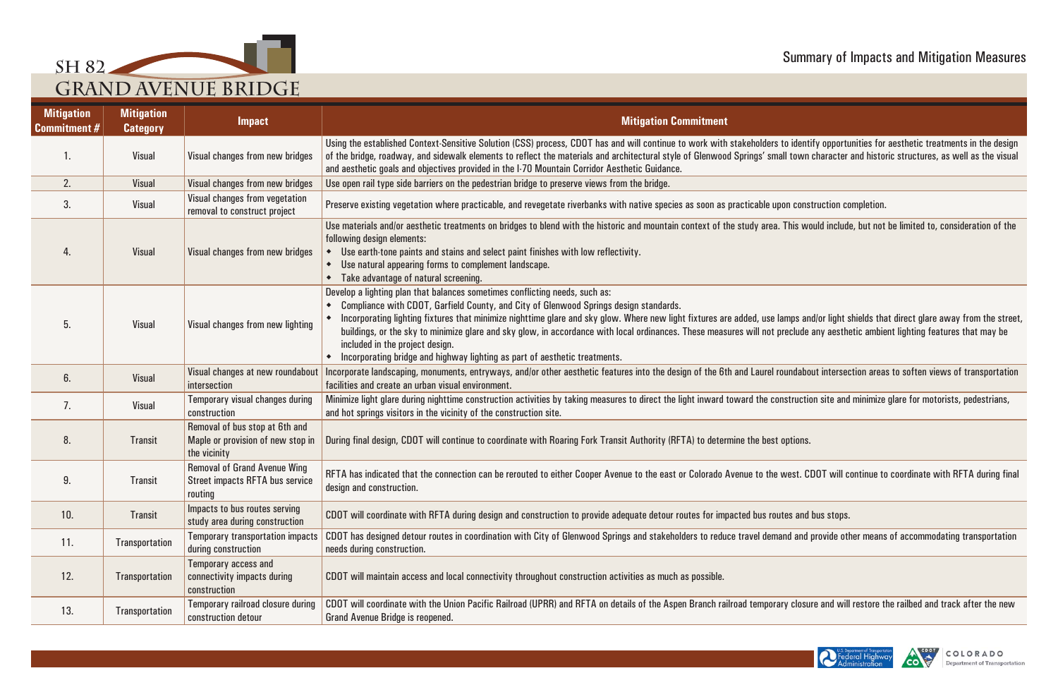# SH 82 GRAND AVENUE BRIDGE

## Summary of Impacts and Mitigation Measures

| Mitigation Commitment # | Mitigation Category | Impact | Mitigation Commitment |
|---|---|---|---|
| 1. | Visual | Visual changes from new bridges | Using the established Context-Sensitive Solution (CSS) process, CDOT has and will continue to work with stakeholders to identify opportunities for aesthetic treatments in the design of the bridge, roadway, and sidewalk elements to reflect the materials and architectural style of Glenwood Springs' small town character and historic structures, as well as the visual and aesthetic goals and objectives provided in the I-70 Mountain Corridor Aesthetic Guidance. |
| 2. | Visual | Visual changes from new bridges | Use open rail type side barriers on the pedestrian bridge to preserve views from the bridge. |
| 3. | Visual | Visual changes from vegetation removal to construct project | Preserve existing vegetation where practicable, and revegetate riverbanks with native species as soon as practicable upon construction completion. |
| 4. | Visual | Visual changes from new bridges | Use materials and/or aesthetic treatments on bridges to blend with the historic and mountain context of the study area. This would include, but not be limited to, consideration of the following design elements:<br>◆ Use earth-tone paints and stains and select paint finishes with low reflectivity.<br>◆ Use natural appearing forms to complement landscape.<br>◆ Take advantage of natural screening. |
| 5. | Visual | Visual changes from new lighting | Develop a lighting plan that balances sometimes conflicting needs, such as:<br>◆ Compliance with CDOT, Garfield County, and City of Glenwood Springs design standards.<br>◆ Incorporating lighting fixtures that minimize nighttime glare and sky glow. Where new light fixtures are added, use lamps and/or light shields that direct glare away from the street, buildings, or the sky to minimize glare and sky glow, in accordance with local ordinances. These measures will not preclude any aesthetic ambient lighting features that may be included in the project design.<br>◆ Incorporating bridge and highway lighting as part of aesthetic treatments. |
| 6. | Visual | Visual changes at new roundabout intersection | Incorporate landscaping, monuments, entryways, and/or other aesthetic features into the design of the 6th and Laurel roundabout intersection areas to soften views of transportation facilities and create an urban visual environment. |
| 7. | Visual | Temporary visual changes during construction | Minimize light glare during nighttime construction activities by taking measures to direct the light inward toward the construction site and minimize glare for motorists, pedestrians, and hot springs visitors in the vicinity of the construction site. |
| 8. | Transit | Removal of bus stop at 6th and Maple or provision of new stop in the vicinity | During final design, CDOT will continue to coordinate with Roaring Fork Transit Authority (RFTA) to determine the best options. |
| 9. | Transit | Removal of Grand Avenue Wing Street impacts RFTA bus service routing | RFTA has indicated that the connection can be rerouted to either Cooper Avenue to the east or Colorado Avenue to the west. CDOT will continue to coordinate with RFTA during final design and construction. |
| 10. | Transit | Impacts to bus routes serving study area during construction | CDOT will coordinate with RFTA during design and construction to provide adequate detour routes for impacted bus routes and bus stops. |
| 11. | Transportation | Temporary transportation impacts during construction | CDOT has designed detour routes in coordination with City of Glenwood Springs and stakeholders to reduce travel demand and provide other means of accommodating transportation needs during construction. |
| 12. | Transportation | Temporary access and connectivity impacts during construction | CDOT will maintain access and local connectivity throughout construction activities as much as possible. |
| 13. | Transportation | Temporary railroad closure during construction detour | CDOT will coordinate with the Union Pacific Railroad (UPRR) and RFTA on details of the Aspen Branch railroad temporary closure and will restore the railbed and track after the new Grand Avenue Bridge is reopened. |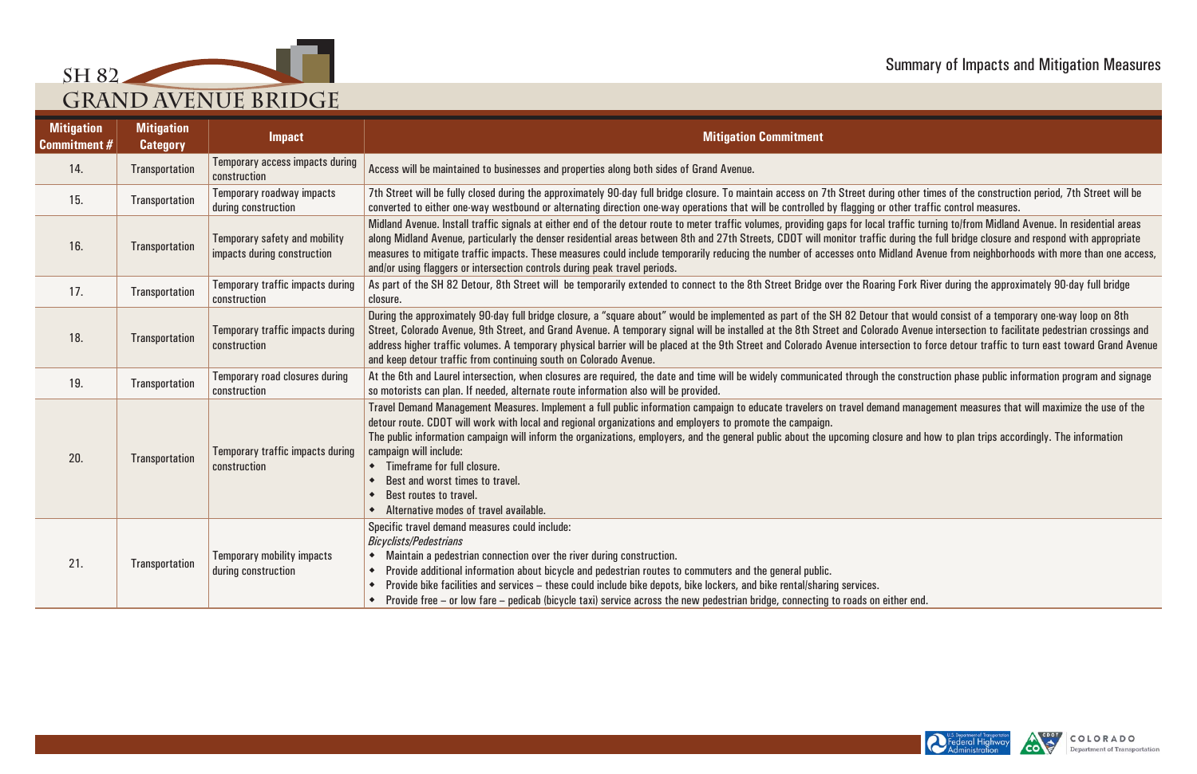| Mitigation Commitment # | Mitigation Category | Impact | Mitigation Commitment |
|---|---|---|---|
| 14. | Transportation | Temporary access impacts during construction | Access will be maintained to businesses and properties along both sides of Grand Avenue. |
| 15. | Transportation | Temporary roadway impacts during construction | 7th Street will be fully closed during the approximately 90-day full bridge closure. To maintain access on 7th Street during other times of the construction period, 7th Street will be converted to either one-way westbound or alternating direction one-way operations that will be controlled by flagging or other traffic control measures. |
| 16. | Transportation | Temporary safety and mobility impacts during construction | Midland Avenue. Install traffic signals at either end of the detour route to meter traffic volumes, providing gaps for local traffic turning to/from Midland Avenue. In residential areas along Midland Avenue, particularly the denser residential areas between 8th and 27th Streets, CDOT will monitor traffic during the full bridge closure and respond with appropriate measures to mitigate traffic impacts. These measures could include temporarily reducing the number of accesses onto Midland Avenue from neighborhoods with more than one access, and/or using flaggers or intersection controls during peak travel periods. |
| 17. | Transportation | Temporary traffic impacts during construction | As part of the SH 82 Detour, 8th Street will be temporarily extended to connect to the 8th Street Bridge over the Roaring Fork River during the approximately 90-day full bridge closure. |
| 18. | Transportation | Temporary traffic impacts during construction | During the approximately 90-day full bridge closure, a "square about" would be implemented as part of the SH 82 Detour that would consist of a temporary one-way loop on 8th Street, Colorado Avenue, 9th Street, and Grand Avenue. A temporary signal will be installed at the 8th Street and Colorado Avenue intersection to facilitate pedestrian crossings and address higher traffic volumes. A temporary physical barrier will be placed at the 9th Street and Colorado Avenue intersection to force detour traffic to turn east toward Grand Avenue and keep detour traffic from continuing south on Colorado Avenue. |
| 19. | Transportation | Temporary road closures during construction | At the 6th and Laurel intersection, when closures are required, the date and time will be widely communicated through the construction phase public information program and signage so motorists can plan. If needed, alternate route information also will be provided. |
| 20. | Transportation | Temporary traffic impacts during construction | Travel Demand Management Measures. Implement a full public information campaign to educate travelers on travel demand management measures that will maximize the use of the detour route. CDOT will work with local and regional organizations and employers to promote the campaign.<br>The public information campaign will inform the organizations, employers, and the general public about the upcoming closure and how to plan trips accordingly. The information campaign will include:<br>• Timeframe for full closure.<br>• Best and worst times to travel.<br>• Best routes to travel.<br>• Alternative modes of travel available. |
| 21. | Transportation | Temporary mobility impacts during construction | Specific travel demand measures could include:<br>*Bicyclists/Pedestrians*<br>• Maintain a pedestrian connection over the river during construction.<br>• Provide additional information about bicycle and pedestrian routes to commuters and the general public.<br>• Provide bike facilities and services – these could include bike depots, bike lockers, and bike rental/sharing services.<br>• Provide free – or low fare – pedicab (bicycle taxi) service across the new pedestrian bridge, connecting to roads on either end. |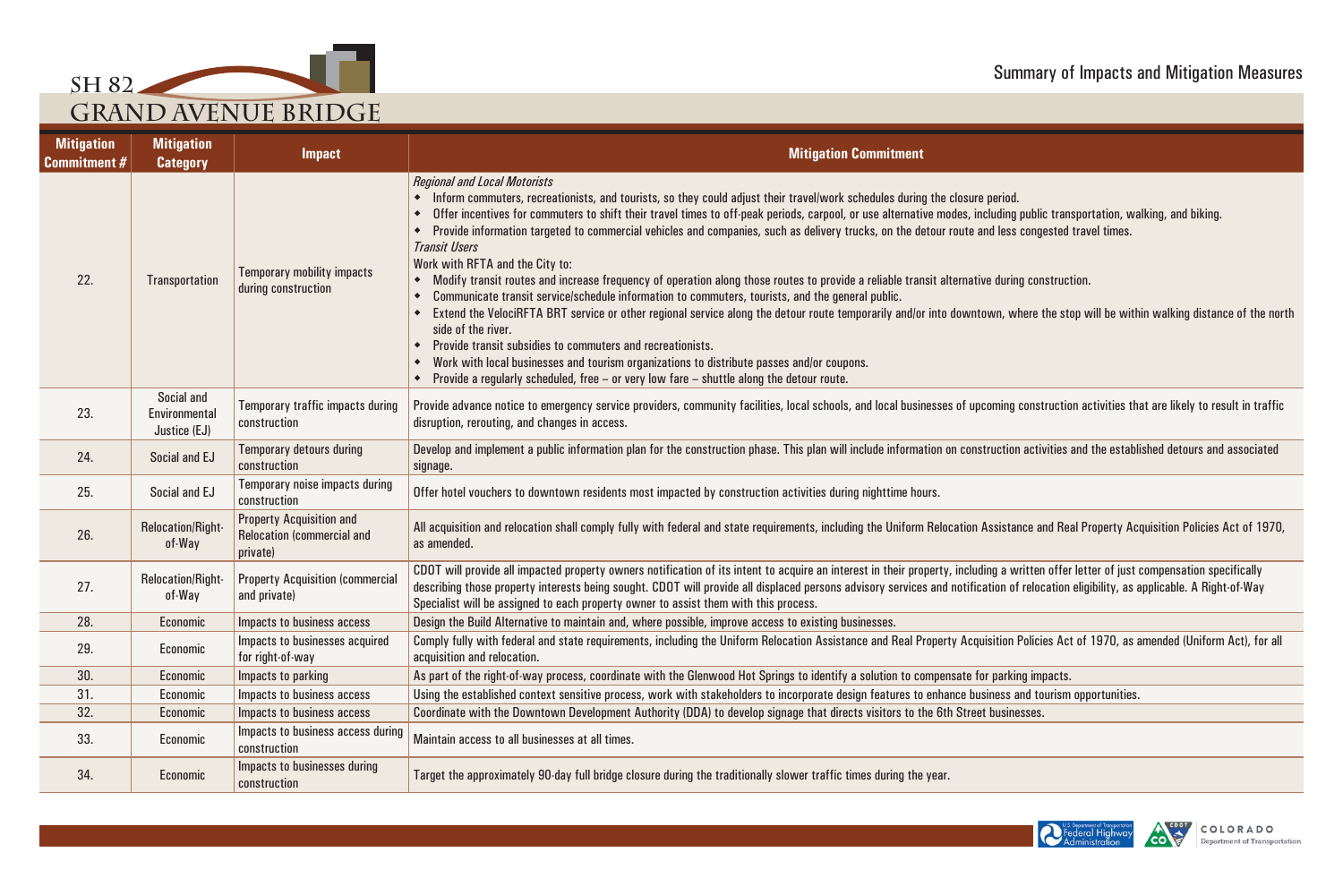| Mitigation Commitment # | Mitigation Category | Impact | Mitigation Commitment |
|---|---|---|---|
| 22. | Transportation | Temporary mobility impacts during construction | *Regional and Local Motorists*<br>◆ Inform commuters, recreationists, and tourists, so they could adjust their travel/work schedules during the closure period.<br>◆ Offer incentives for commuters to shift their travel times to off-peak periods, carpool, or use alternative modes, including public transportation, walking, and biking.<br>◆ Provide information targeted to commercial vehicles and companies, such as delivery trucks, on the detour route and less congested travel times.<br>*Transit Users*<br>Work with RFTA and the City to:<br>◆ Modify transit routes and increase frequency of operation along those routes to provide a reliable transit alternative during construction.<br>◆ Communicate transit service/schedule information to commuters, tourists, and the general public.<br>◆ Extend the VelociRFTA BRT service or other regional service along the detour route temporarily and/or into downtown, where the stop will be within walking distance of the north side of the river.<br>◆ Provide transit subsidies to commuters and recreationists.<br>◆ Work with local businesses and tourism organizations to distribute passes and/or coupons.<br>◆ Provide a regularly scheduled, free – or very low fare – shuttle along the detour route. |
| 23. | Social and Environmental Justice (EJ) | Temporary traffic impacts during construction | Provide advance notice to emergency service providers, community facilities, local schools, and local businesses of upcoming construction activities that are likely to result in traffic disruption, rerouting, and changes in access. |
| 24. | Social and EJ | Temporary detours during construction | Develop and implement a public information plan for the construction phase. This plan will include information on construction activities and the established detours and associated signage. |
| 25. | Social and EJ | Temporary noise impacts during construction | Offer hotel vouchers to downtown residents most impacted by construction activities during nighttime hours. |
| 26. | Relocation/Right-of-Way | Property Acquisition and Relocation (commercial and private) | All acquisition and relocation shall comply fully with federal and state requirements, including the Uniform Relocation Assistance and Real Property Acquisition Policies Act of 1970, as amended. |
| 27. | Relocation/Right-of-Way | Property Acquisition (commercial and private) | CDOT will provide all impacted property owners notification of its intent to acquire an interest in their property, including a written offer letter of just compensation specifically describing those property interests being sought. CDOT will provide all displaced persons advisory services and notification of relocation eligibility, as applicable. A Right-of-Way Specialist will be assigned to each property owner to assist them with this process. |
| 28. | Economic | Impacts to business access | Design the Build Alternative to maintain and, where possible, improve access to existing businesses. |
| 29. | Economic | Impacts to businesses acquired for right-of-way | Comply fully with federal and state requirements, including the Uniform Relocation Assistance and Real Property Acquisition Policies Act of 1970, as amended (Uniform Act), for all acquisition and relocation. |
| 30. | Economic | Impacts to parking | As part of the right-of-way process, coordinate with the Glenwood Hot Springs to identify a solution to compensate for parking impacts. |
| 31. | Economic | Impacts to business access | Using the established context sensitive process, work with stakeholders to incorporate design features to enhance business and tourism opportunities. |
| 32. | Economic | Impacts to business access | Coordinate with the Downtown Development Authority (DDA) to develop signage that directs visitors to the 6th Street businesses. |
| 33. | Economic | Impacts to business access during construction | Maintain access to all businesses at all times. |
| 34. | Economic | Impacts to businesses during construction | Target the approximately 90-day full bridge closure during the traditionally slower traffic times during the year. |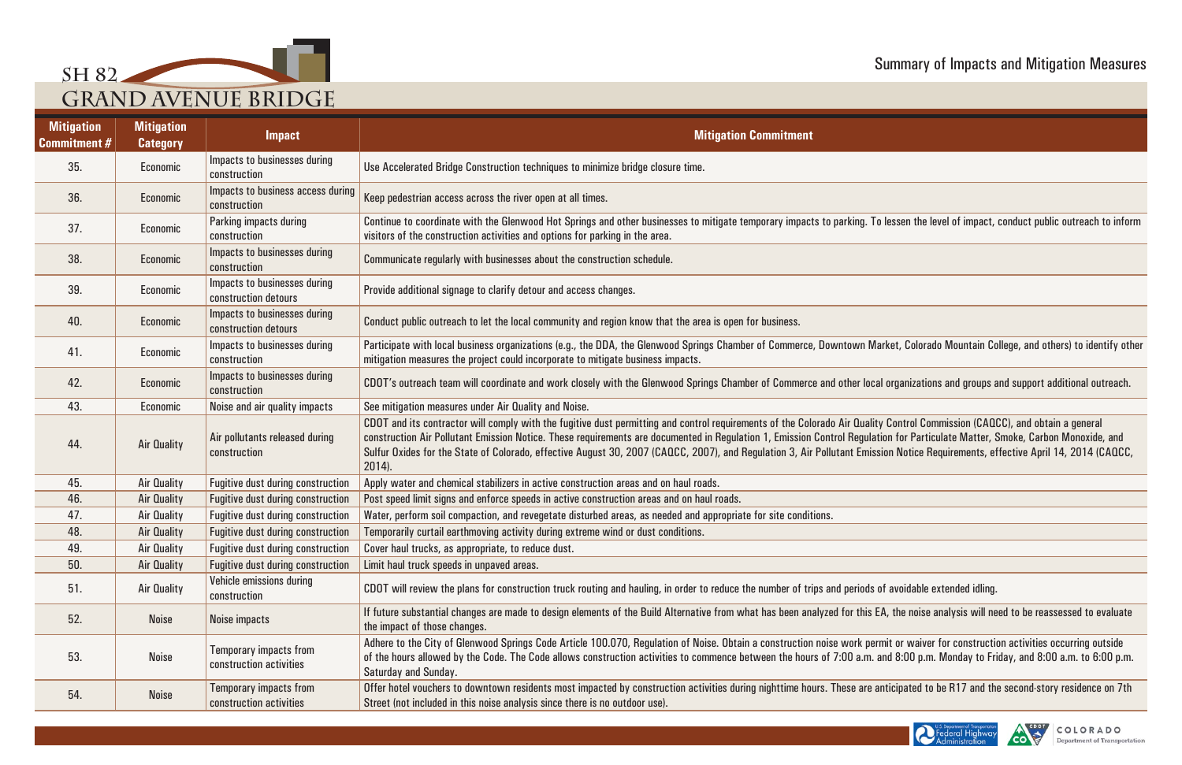## Summary of Impacts and Mitigation Measures

| Mitigation Commitment # | Mitigation Category | Impact | Mitigation Commitment |
|---|---|---|---|
| 35. | Economic | Impacts to businesses during construction | Use Accelerated Bridge Construction techniques to minimize bridge closure time. |
| 36. | Economic | Impacts to business access during construction | Keep pedestrian access across the river open at all times. |
| 37. | Economic | Parking impacts during construction | Continue to coordinate with the Glenwood Hot Springs and other businesses to mitigate temporary impacts to parking. To lessen the level of impact, conduct public outreach to inform visitors of the construction activities and options for parking in the area. |
| 38. | Economic | Impacts to businesses during construction | Communicate regularly with businesses about the construction schedule. |
| 39. | Economic | Impacts to businesses during construction detours | Provide additional signage to clarify detour and access changes. |
| 40. | Economic | Impacts to businesses during construction detours | Conduct public outreach to let the local community and region know that the area is open for business. |
| 41. | Economic | Impacts to businesses during construction | Participate with local business organizations (e.g., the DDA, the Glenwood Springs Chamber of Commerce, Downtown Market, Colorado Mountain College, and others) to identify other mitigation measures the project could incorporate to mitigate business impacts. |
| 42. | Economic | Impacts to businesses during construction | CDOT's outreach team will coordinate and work closely with the Glenwood Springs Chamber of Commerce and other local organizations and groups and support additional outreach. |
| 43. | Economic | Noise and air quality impacts | See mitigation measures under Air Quality and Noise. |
| 44. | Air Quality | Air pollutants released during construction | CDOT and its contractor will comply with the fugitive dust permitting and control requirements of the Colorado Air Quality Control Commission (CAQCC), and obtain a general construction Air Pollutant Emission Notice. These requirements are documented in Regulation 1, Emission Control Regulation for Particulate Matter, Smoke, Carbon Monoxide, and Sulfur Oxides for the State of Colorado, effective August 30, 2007 (CAQCC, 2007), and Regulation 3, Air Pollutant Emission Notice Requirements, effective April 14, 2014 (CAQCC, 2014). |
| 45. | Air Quality | Fugitive dust during construction | Apply water and chemical stabilizers in active construction areas and on haul roads. |
| 46. | Air Quality | Fugitive dust during construction | Post speed limit signs and enforce speeds in active construction areas and on haul roads. |
| 47. | Air Quality | Fugitive dust during construction | Water, perform soil compaction, and revegetate disturbed areas, as needed and appropriate for site conditions. |
| 48. | Air Quality | Fugitive dust during construction | Temporarily curtail earthmoving activity during extreme wind or dust conditions. |
| 49. | Air Quality | Fugitive dust during construction | Cover haul trucks, as appropriate, to reduce dust. |
| 50. | Air Quality | Fugitive dust during construction | Limit haul truck speeds in unpaved areas. |
| 51. | Air Quality | Vehicle emissions during construction | CDOT will review the plans for construction truck routing and hauling, in order to reduce the number of trips and periods of avoidable extended idling. |
| 52. | Noise | Noise impacts | If future substantial changes are made to design elements of the Build Alternative from what has been analyzed for this EA, the noise analysis will need to be reassessed to evaluate the impact of those changes. |
| 53. | Noise | Temporary impacts from construction activities | Adhere to the City of Glenwood Springs Code Article 100.070, Regulation of Noise. Obtain a construction noise work permit or waiver for construction activities occurring outside of the hours allowed by the Code. The Code allows construction activities to commence between the hours of 7:00 a.m. and 8:00 p.m. Monday to Friday, and 8:00 a.m. to 6:00 p.m. Saturday and Sunday. |
| 54. | Noise | Temporary impacts from construction activities | Offer hotel vouchers to downtown residents most impacted by construction activities during nighttime hours. These are anticipated to be R17 and the second-story residence on 7th Street (not included in this noise analysis since there is no outdoor use). |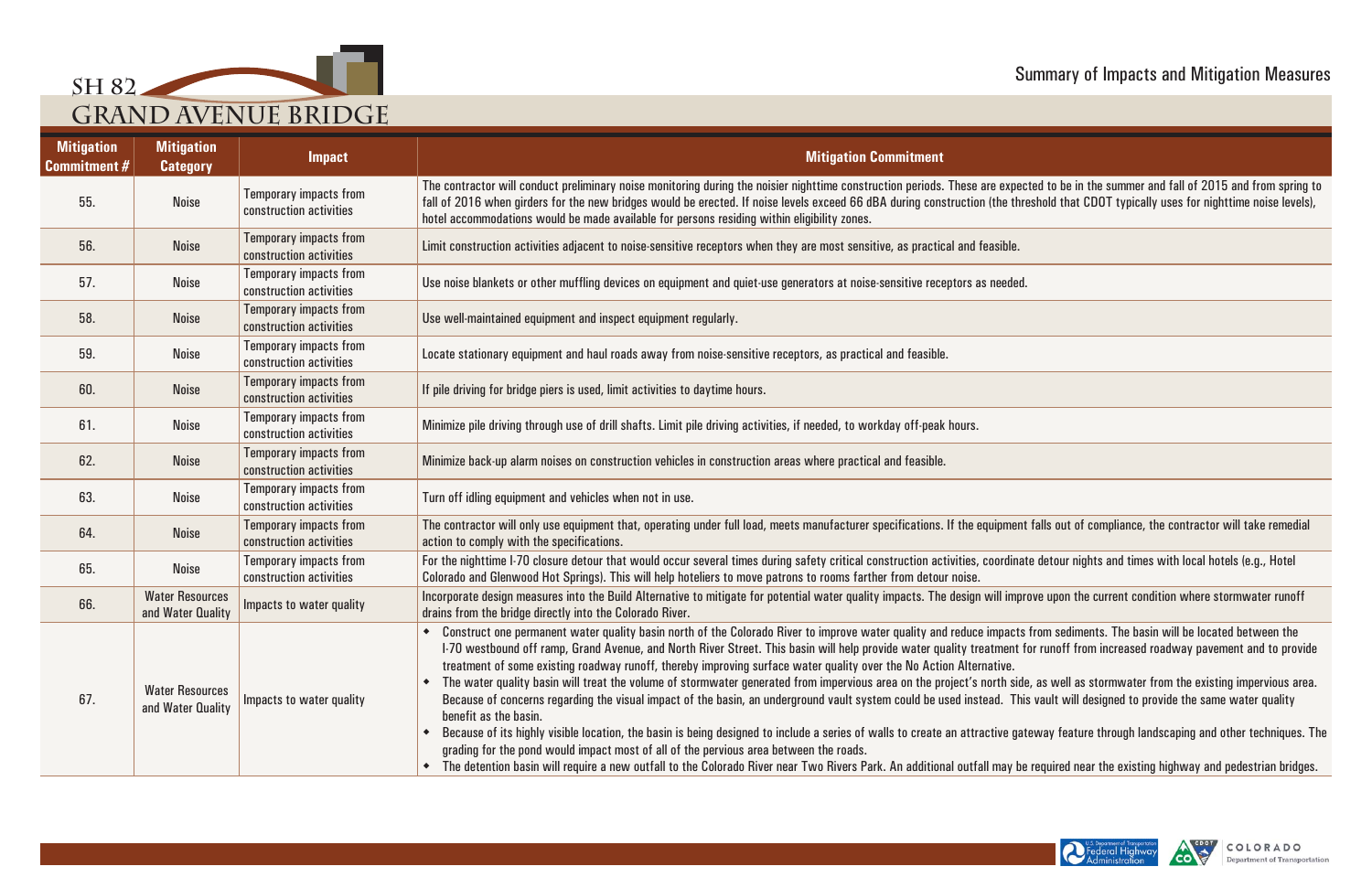| Mitigation Commitment # | Mitigation Category | Impact | Mitigation Commitment |
|---|---|---|---|
| 55. | Noise | Temporary impacts from construction activities | The contractor will conduct preliminary noise monitoring during the noisier nighttime construction periods. These are expected to be in the summer and fall of 2015 and from spring to fall of 2016 when girders for the new bridges would be erected. If noise levels exceed 66 dBA during construction (the threshold that CDOT typically uses for nighttime noise levels), hotel accommodations would be made available for persons residing within eligibility zones. |
| 56. | Noise | Temporary impacts from construction activities | Limit construction activities adjacent to noise-sensitive receptors when they are most sensitive, as practical and feasible. |
| 57. | Noise | Temporary impacts from construction activities | Use noise blankets or other muffling devices on equipment and quiet-use generators at noise-sensitive receptors as needed. |
| 58. | Noise | Temporary impacts from construction activities | Use well-maintained equipment and inspect equipment regularly. |
| 59. | Noise | Temporary impacts from construction activities | Locate stationary equipment and haul roads away from noise-sensitive receptors, as practical and feasible. |
| 60. | Noise | Temporary impacts from construction activities | If pile driving for bridge piers is used, limit activities to daytime hours. |
| 61. | Noise | Temporary impacts from construction activities | Minimize pile driving through use of drill shafts. Limit pile driving activities, if needed, to workday off-peak hours. |
| 62. | Noise | Temporary impacts from construction activities | Minimize back-up alarm noises on construction vehicles in construction areas where practical and feasible. |
| 63. | Noise | Temporary impacts from construction activities | Turn off idling equipment and vehicles when not in use. |
| 64. | Noise | Temporary impacts from construction activities | The contractor will only use equipment that, operating under full load, meets manufacturer specifications. If the equipment falls out of compliance, the contractor will take remedial action to comply with the specifications. |
| 65. | Noise | Temporary impacts from construction activities | For the nighttime I-70 closure detour that would occur several times during safety critical construction activities, coordinate detour nights and times with local hotels (e.g., Hotel Colorado and Glenwood Hot Springs). This will help hoteliers to move patrons to rooms farther from detour noise. |
| 66. | Water Resources and Water Quality | Impacts to water quality | Incorporate design measures into the Build Alternative to mitigate for potential water quality impacts. The design will improve upon the current condition where stormwater runoff drains from the bridge directly into the Colorado River. |
| 67. | Water Resources and Water Quality | Impacts to water quality | • Construct one permanent water quality basin north of the Colorado River to improve water quality and reduce impacts from sediments. The basin will be located between the I-70 westbound off ramp, Grand Avenue, and North River Street. This basin will help provide water quality treatment for runoff from increased roadway pavement and to provide treatment of some existing roadway runoff, thereby improving surface water quality over the No Action Alternative.<br>• The water quality basin will treat the volume of stormwater generated from impervious area on the project's north side, as well as stormwater from the existing impervious area. Because of concerns regarding the visual impact of the basin, an underground vault system could be used instead. This vault will designed to provide the same water quality benefit as the basin.<br>• Because of its highly visible location, the basin is being designed to include a series of walls to create an attractive gateway feature through landscaping and other techniques. The grading for the pond would impact most of all of the pervious area between the roads.<br>• The detention basin will require a new outfall to the Colorado River near Two Rivers Park. An additional outfall may be required near the existing highway and pedestrian bridges. |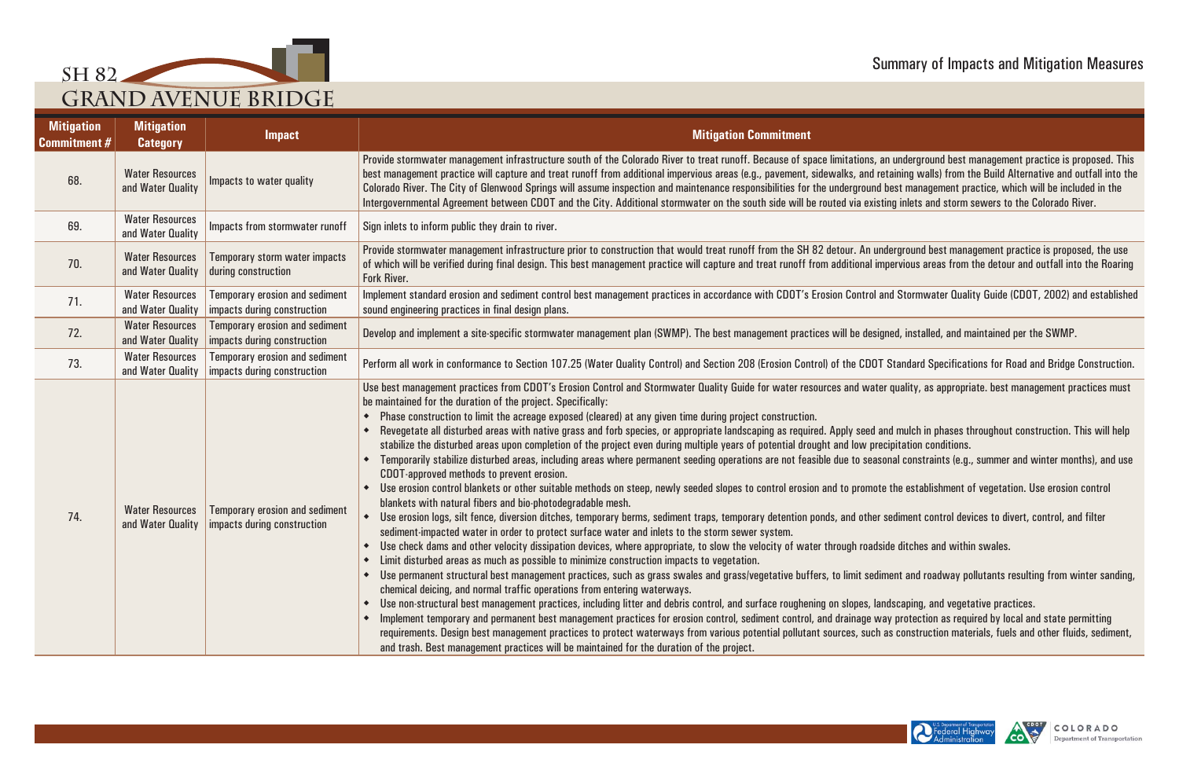## Summary of Impacts and Mitigation Measures

| Mitigation Commitment # | Mitigation Category | Impact | Mitigation Commitment |
|---|---|---|---|
| 68. | Water Resources and Water Quality | Impacts to water quality | Provide stormwater management infrastructure south of the Colorado River to treat runoff. Because of space limitations, an underground best management practice is proposed. This best management practice will capture and treat runoff from additional impervious areas (e.g., pavement, sidewalks, and retaining walls) from the Build Alternative and outfall into the Colorado River. The City of Glenwood Springs will assume inspection and maintenance responsibilities for the underground best management practice, which will be included in the Intergovernmental Agreement between CDOT and the City. Additional stormwater on the south side will be routed via existing inlets and storm sewers to the Colorado River. |
| 69. | Water Resources and Water Quality | Impacts from stormwater runoff | Sign inlets to inform public they drain to river. |
| 70. | Water Resources and Water Quality | Temporary storm water impacts during construction | Provide stormwater management infrastructure prior to construction that would treat runoff from the SH 82 detour. An underground best management practice is proposed, the use of which will be verified during final design. This best management practice will capture and treat runoff from additional impervious areas from the detour and outfall into the Roaring Fork River. |
| 71. | Water Resources and Water Quality | Temporary erosion and sediment impacts during construction | Implement standard erosion and sediment control best management practices in accordance with CDOT's Erosion Control and Stormwater Quality Guide (CDOT, 2002) and established sound engineering practices in final design plans. |
| 72. | Water Resources and Water Quality | Temporary erosion and sediment impacts during construction | Develop and implement a site-specific stormwater management plan (SWMP). The best management practices will be designed, installed, and maintained per the SWMP. |
| 73. | Water Resources and Water Quality | Temporary erosion and sediment impacts during construction | Perform all work in conformance to Section 107.25 (Water Quality Control) and Section 208 (Erosion Control) of the CDOT Standard Specifications for Road and Bridge Construction. |
| 74. | Water Resources and Water Quality | Temporary erosion and sediment impacts during construction | Use best management practices from CDOT's Erosion Control and Stormwater Quality Guide for water resources and water quality, as appropriate. best management practices must be maintained for the duration of the project. Specifically:<br>• Phase construction to limit the acreage exposed (cleared) at any given time during project construction.<br>• Revegetate all disturbed areas with native grass and forb species, or appropriate landscaping as required. Apply seed and mulch in phases throughout construction. This will help stabilize the disturbed areas upon completion of the project even during multiple years of potential drought and low precipitation conditions.<br>• Temporarily stabilize disturbed areas, including areas where permanent seeding operations are not feasible due to seasonal constraints (e.g., summer and winter months), and use CDOT-approved methods to prevent erosion.<br>• Use erosion control blankets or other suitable methods on steep, newly seeded slopes to control erosion and to promote the establishment of vegetation. Use erosion control blankets with natural fibers and bio-photodegradable mesh.<br>• Use erosion logs, silt fence, diversion ditches, temporary berms, sediment traps, temporary detention ponds, and other sediment control devices to divert, control, and filter sediment-impacted water in order to protect surface water and inlets to the storm sewer system.<br>• Use check dams and other velocity dissipation devices, where appropriate, to slow the velocity of water through roadside ditches and within swales.<br>• Limit disturbed areas as much as possible to minimize construction impacts to vegetation.<br>• Use permanent structural best management practices, such as grass swales and grass/vegetative buffers, to limit sediment and roadway pollutants resulting from winter sanding, chemical deicing, and normal traffic operations from entering waterways.<br>• Use non-structural best management practices, including litter and debris control, and surface roughening on slopes, landscaping, and vegetative practices.<br>• Implement temporary and permanent best management practices for erosion control, sediment control, and drainage way protection as required by local and state permitting requirements. Design best management practices to protect waterways from various potential pollutant sources, such as construction materials, fuels and other fluids, sediment, and trash. Best management practices will be maintained for the duration of the project. |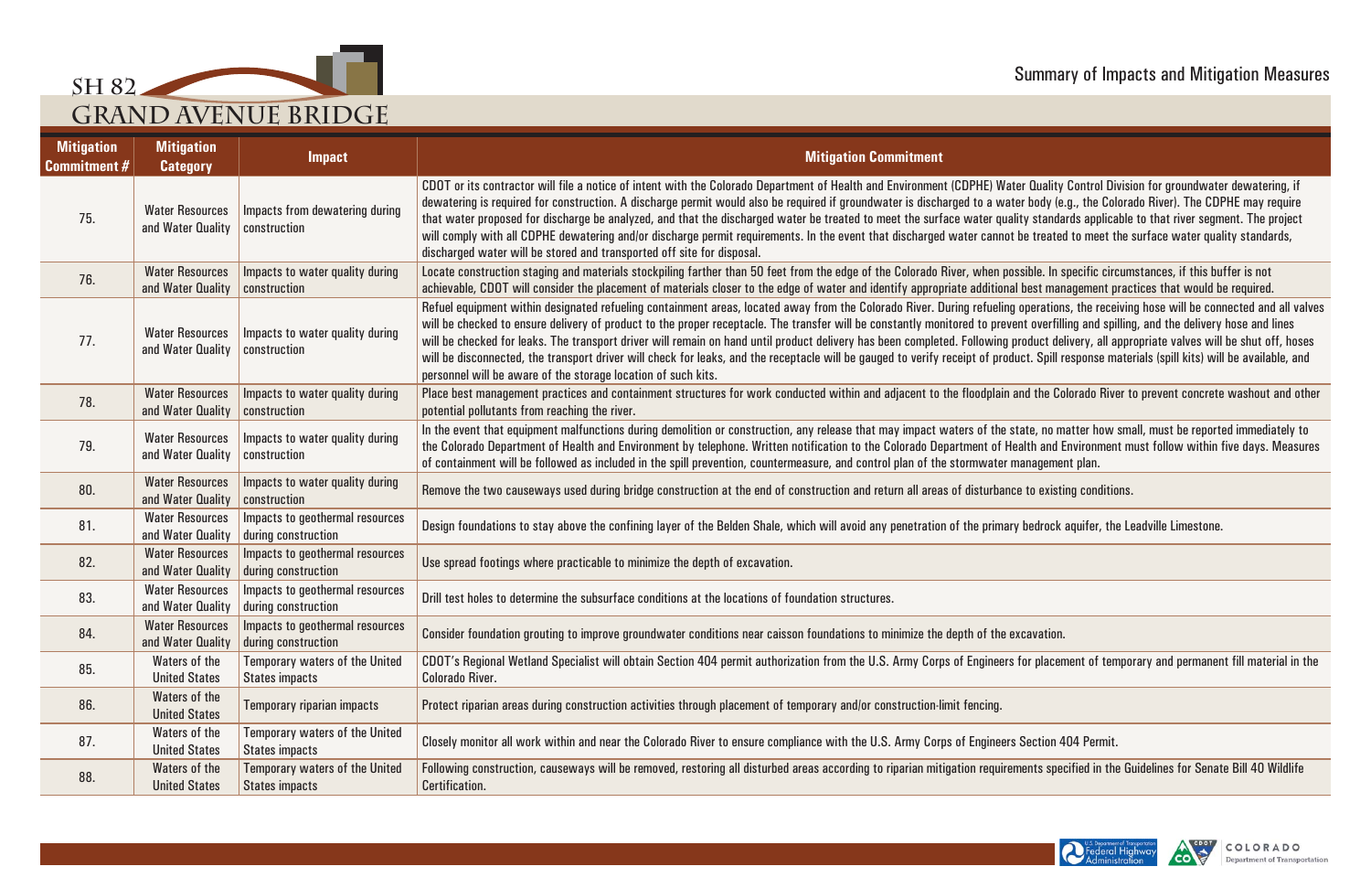| Mitigation Commitment # | Mitigation Category | Impact | Mitigation Commitment |
|---|---|---|---|
| 75. | Water Resources and Water Quality | Impacts from dewatering during construction | CDOT or its contractor will file a notice of intent with the Colorado Department of Health and Environment (CDPHE) Water Quality Control Division for groundwater dewatering, if dewatering is required for construction. A discharge permit would also be required if groundwater is discharged to a water body (e.g., the Colorado River). The CDPHE may require that water proposed for discharge be analyzed, and that the discharged water be treated to meet the surface water quality standards applicable to that river segment. The project will comply with all CDPHE dewatering and/or discharge permit requirements. In the event that discharged water cannot be treated to meet the surface water quality standards, discharged water will be stored and transported off site for disposal. |
| 76. | Water Resources and Water Quality | Impacts to water quality during construction | Locate construction staging and materials stockpiling farther than 50 feet from the edge of the Colorado River, when possible. In specific circumstances, if this buffer is not achievable, CDOT will consider the placement of materials closer to the edge of water and identify appropriate additional best management practices that would be required. |
| 77. | Water Resources and Water Quality | Impacts to water quality during construction | Refuel equipment within designated refueling containment areas, located away from the Colorado River. During refueling operations, the receiving hose will be connected and all valves will be checked to ensure delivery of product to the proper receptacle. The transfer will be constantly monitored to prevent overfilling and spilling, and the delivery hose and lines will be checked for leaks. The transport driver will remain on hand until product delivery has been completed. Following product delivery, all appropriate valves will be shut off, hoses will be disconnected, the transport driver will check for leaks, and the receptacle will be gauged to verify receipt of product. Spill response materials (spill kits) will be available, and personnel will be aware of the storage location of such kits. |
| 78. | Water Resources and Water Quality | Impacts to water quality during construction | Place best management practices and containment structures for work conducted within and adjacent to the floodplain and the Colorado River to prevent concrete washout and other potential pollutants from reaching the river. |
| 79. | Water Resources and Water Quality | Impacts to water quality during construction | In the event that equipment malfunctions during demolition or construction, any release that may impact waters of the state, no matter how small, must be reported immediately to the Colorado Department of Health and Environment by telephone. Written notification to the Colorado Department of Health and Environment must follow within five days. Measures of containment will be followed as included in the spill prevention, countermeasure, and control plan of the stormwater management plan. |
| 80. | Water Resources and Water Quality | Impacts to water quality during construction | Remove the two causeways used during bridge construction at the end of construction and return all areas of disturbance to existing conditions. |
| 81. | Water Resources and Water Quality | Impacts to geothermal resources during construction | Design foundations to stay above the confining layer of the Belden Shale, which will avoid any penetration of the primary bedrock aquifer, the Leadville Limestone. |
| 82. | Water Resources and Water Quality | Impacts to geothermal resources during construction | Use spread footings where practicable to minimize the depth of excavation. |
| 83. | Water Resources and Water Quality | Impacts to geothermal resources during construction | Drill test holes to determine the subsurface conditions at the locations of foundation structures. |
| 84. | Water Resources and Water Quality | Impacts to geothermal resources during construction | Consider foundation grouting to improve groundwater conditions near caisson foundations to minimize the depth of the excavation. |
| 85. | Waters of the United States | Temporary waters of the United States impacts | CDOT's Regional Wetland Specialist will obtain Section 404 permit authorization from the U.S. Army Corps of Engineers for placement of temporary and permanent fill material in the Colorado River. |
| 86. | Waters of the United States | Temporary riparian impacts | Protect riparian areas during construction activities through placement of temporary and/or construction-limit fencing. |
| 87. | Waters of the United States | Temporary waters of the United States impacts | Closely monitor all work within and near the Colorado River to ensure compliance with the U.S. Army Corps of Engineers Section 404 Permit. |
| 88. | Waters of the United States | Temporary waters of the United States impacts | Following construction, causeways will be removed, restoring all disturbed areas according to riparian mitigation requirements specified in the Guidelines for Senate Bill 40 Wildlife Certification. |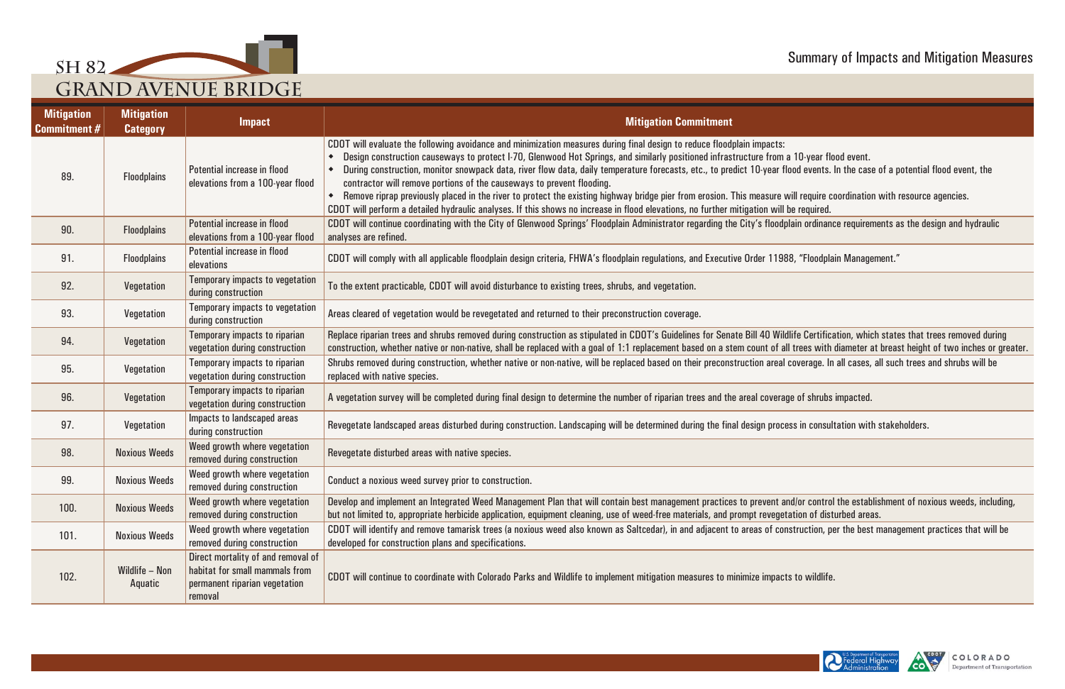## Summary of Impacts and Mitigation Measures

| Mitigation Commitment # | Mitigation Category | Impact | Mitigation Commitment |
|---|---|---|---|
| 89. | Floodplains | Potential increase in flood elevations from a 100-year flood | CDOT will evaluate the following avoidance and minimization measures during final design to reduce floodplain impacts:<br>• Design construction causeways to protect I-70, Glenwood Hot Springs, and similarly positioned infrastructure from a 10-year flood event.<br>• During construction, monitor snowpack data, river flow data, daily temperature forecasts, etc., to predict 10-year flood events. In the case of a potential flood event, the contractor will remove portions of the causeways to prevent flooding.<br>• Remove riprap previously placed in the river to protect the existing highway bridge pier from erosion. This measure will require coordination with resource agencies.<br>CDOT will perform a detailed hydraulic analyses. If this shows no increase in flood elevations, no further mitigation will be required. |
| 90. | Floodplains | Potential increase in flood elevations from a 100-year flood | CDOT will continue coordinating with the City of Glenwood Springs' Floodplain Administrator regarding the City's floodplain ordinance requirements as the design and hydraulic analyses are refined. |
| 91. | Floodplains | Potential increase in flood elevations | CDOT will comply with all applicable floodplain design criteria, FHWA's floodplain regulations, and Executive Order 11988, "Floodplain Management." |
| 92. | Vegetation | Temporary impacts to vegetation during construction | To the extent practicable, CDOT will avoid disturbance to existing trees, shrubs, and vegetation. |
| 93. | Vegetation | Temporary impacts to vegetation during construction | Areas cleared of vegetation would be revegetated and returned to their preconstruction coverage. |
| 94. | Vegetation | Temporary impacts to riparian vegetation during construction | Replace riparian trees and shrubs removed during construction as stipulated in CDOT's Guidelines for Senate Bill 40 Wildlife Certification, which states that trees removed during construction, whether native or non-native, shall be replaced with a goal of 1:1 replacement based on a stem count of all trees with diameter at breast height of two inches or greater. |
| 95. | Vegetation | Temporary impacts to riparian vegetation during construction | Shrubs removed during construction, whether native or non-native, will be replaced based on their preconstruction areal coverage. In all cases, all such trees and shrubs will be replaced with native species. |
| 96. | Vegetation | Temporary impacts to riparian vegetation during construction | A vegetation survey will be completed during final design to determine the number of riparian trees and the areal coverage of shrubs impacted. |
| 97. | Vegetation | Impacts to landscaped areas during construction | Revegetate landscaped areas disturbed during construction. Landscaping will be determined during the final design process in consultation with stakeholders. |
| 98. | Noxious Weeds | Weed growth where vegetation removed during construction | Revegetate disturbed areas with native species. |
| 99. | Noxious Weeds | Weed growth where vegetation removed during construction | Conduct a noxious weed survey prior to construction. |
| 100. | Noxious Weeds | Weed growth where vegetation removed during construction | Develop and implement an Integrated Weed Management Plan that will contain best management practices to prevent and/or control the establishment of noxious weeds, including, but not limited to, appropriate herbicide application, equipment cleaning, use of weed-free materials, and prompt revegetation of disturbed areas. |
| 101. | Noxious Weeds | Weed growth where vegetation removed during construction | CDOT will identify and remove tamarisk trees (a noxious weed also known as Saltcedar), in and adjacent to areas of construction, per the best management practices that will be developed for construction plans and specifications. |
| 102. | Wildlife – Non Aquatic | Direct mortality of and removal of habitat for small mammals from permanent riparian vegetation removal | CDOT will continue to coordinate with Colorado Parks and Wildlife to implement mitigation measures to minimize impacts to wildlife. |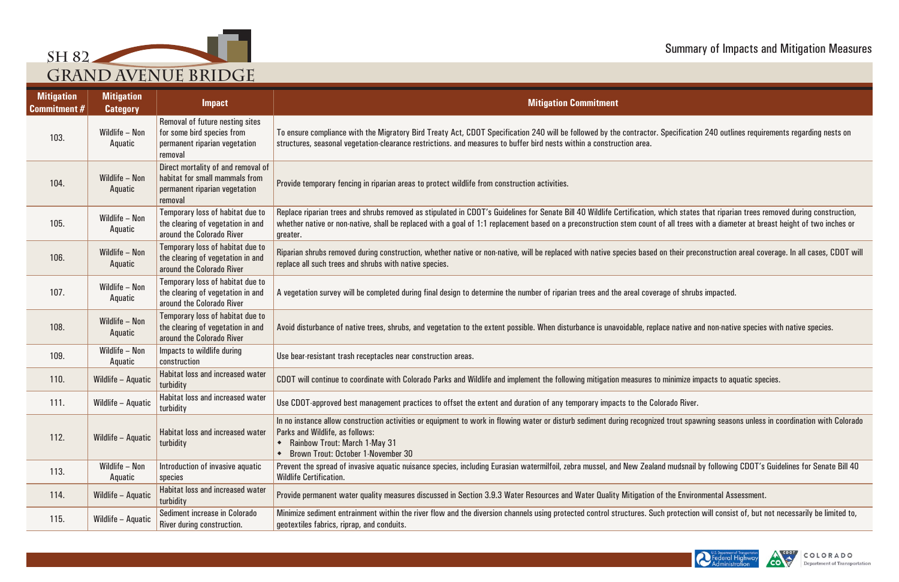# Summary of Impacts and Mitigation Measures

| Mitigation Commitment # | Mitigation Category | Impact | Mitigation Commitment |
|---|---|---|---|
| 103. | Wildlife – Non Aquatic | Removal of future nesting sites for some bird species from permanent riparian vegetation removal | To ensure compliance with the Migratory Bird Treaty Act, CDOT Specification 240 will be followed by the contractor. Specification 240 outlines requirements regarding nests on structures, seasonal vegetation-clearance restrictions. and measures to buffer bird nests within a construction area. |
| 104. | Wildlife – Non Aquatic | Direct mortality of and removal of habitat for small mammals from permanent riparian vegetation removal | Provide temporary fencing in riparian areas to protect wildlife from construction activities. |
| 105. | Wildlife – Non Aquatic | Temporary loss of habitat due to the clearing of vegetation in and around the Colorado River | Replace riparian trees and shrubs removed as stipulated in CDOT's Guidelines for Senate Bill 40 Wildlife Certification, which states that riparian trees removed during construction, whether native or non-native, shall be replaced with a goal of 1:1 replacement based on a preconstruction stem count of all trees with a diameter at breast height of two inches or greater. |
| 106. | Wildlife – Non Aquatic | Temporary loss of habitat due to the clearing of vegetation in and around the Colorado River | Riparian shrubs removed during construction, whether native or non-native, will be replaced with native species based on their preconstruction areal coverage. In all cases, CDOT will replace all such trees and shrubs with native species. |
| 107. | Wildlife – Non Aquatic | Temporary loss of habitat due to the clearing of vegetation in and around the Colorado River | A vegetation survey will be completed during final design to determine the number of riparian trees and the areal coverage of shrubs impacted. |
| 108. | Wildlife – Non Aquatic | Temporary loss of habitat due to the clearing of vegetation in and around the Colorado River | Avoid disturbance of native trees, shrubs, and vegetation to the extent possible. When disturbance is unavoidable, replace native and non-native species with native species. |
| 109. | Wildlife – Non Aquatic | Impacts to wildlife during construction | Use bear-resistant trash receptacles near construction areas. |
| 110. | Wildlife – Aquatic | Habitat loss and increased water turbidity | CDOT will continue to coordinate with Colorado Parks and Wildlife and implement the following mitigation measures to minimize impacts to aquatic species. |
| 111. | Wildlife – Aquatic | Habitat loss and increased water turbidity | Use CDOT-approved best management practices to offset the extent and duration of any temporary impacts to the Colorado River. |
| 112. | Wildlife – Aquatic | Habitat loss and increased water turbidity | In no instance allow construction activities or equipment to work in flowing water or disturb sediment during recognized trout spawning seasons unless in coordination with Colorado Parks and Wildlife, as follows:<br>◆ Rainbow Trout: March 1-May 31<br>◆ Brown Trout: October 1-November 30 |
| 113. | Wildlife – Non Aquatic | Introduction of invasive aquatic species | Prevent the spread of invasive aquatic nuisance species, including Eurasian watermilfoil, zebra mussel, and New Zealand mudsnail by following CDOT's Guidelines for Senate Bill 40 Wildlife Certification. |
| 114. | Wildlife – Aquatic | Habitat loss and increased water turbidity | Provide permanent water quality measures discussed in Section 3.9.3 Water Resources and Water Quality Mitigation of the Environmental Assessment. |
| 115. | Wildlife – Aquatic | Sediment increase in Colorado River during construction. | Minimize sediment entrainment within the river flow and the diversion channels using protected control structures. Such protection will consist of, but not necessarily be limited to, geotextiles fabrics, riprap, and conduits. |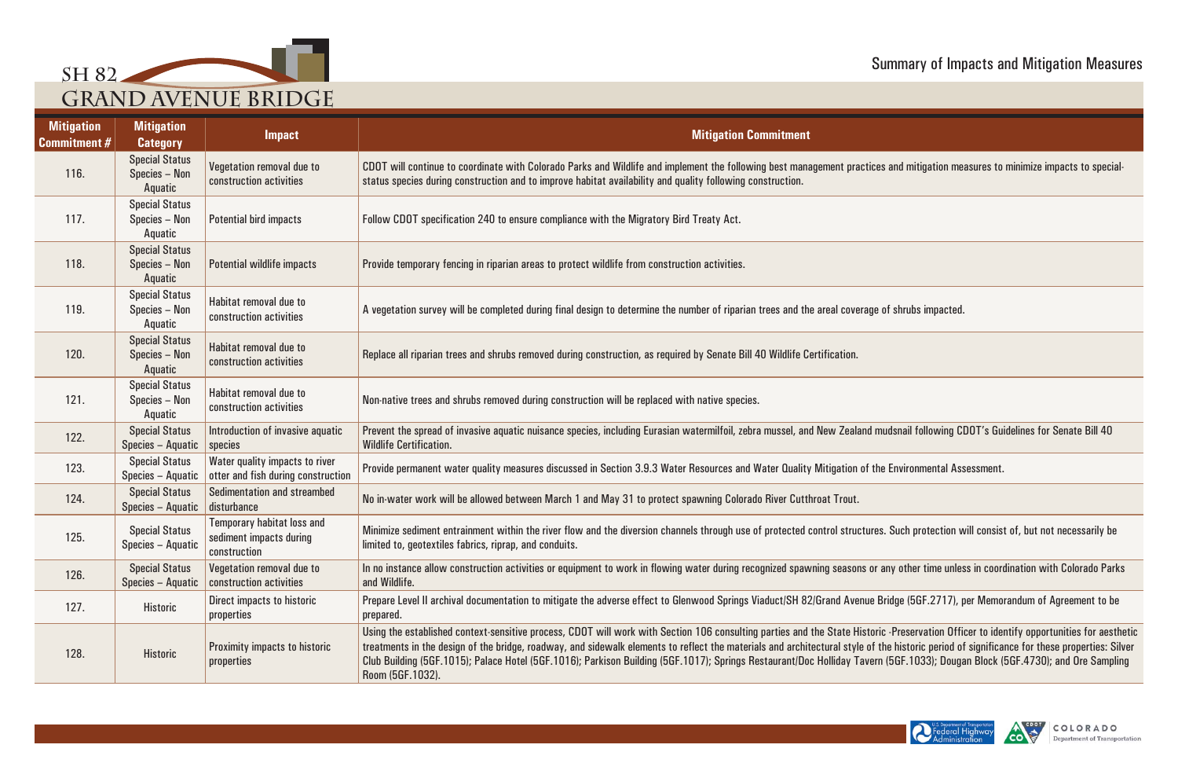# SH 82 GRAND AVENUE BRIDGE

## Summary of Impacts and Mitigation Measures

| Mitigation Commitment # | Mitigation Category | Impact | Mitigation Commitment |
|---|---|---|---|
| 116. | Special Status Species – Non Aquatic | Vegetation removal due to construction activities | CDOT will continue to coordinate with Colorado Parks and Wildlife and implement the following best management practices and mitigation measures to minimize impacts to special-status species during construction and to improve habitat availability and quality following construction. |
| 117. | Special Status Species – Non Aquatic | Potential bird impacts | Follow CDOT specification 240 to ensure compliance with the Migratory Bird Treaty Act. |
| 118. | Special Status Species – Non Aquatic | Potential wildlife impacts | Provide temporary fencing in riparian areas to protect wildlife from construction activities. |
| 119. | Special Status Species – Non Aquatic | Habitat removal due to construction activities | A vegetation survey will be completed during final design to determine the number of riparian trees and the areal coverage of shrubs impacted. |
| 120. | Special Status Species – Non Aquatic | Habitat removal due to construction activities | Replace all riparian trees and shrubs removed during construction, as required by Senate Bill 40 Wildlife Certification. |
| 121. | Special Status Species – Non Aquatic | Habitat removal due to construction activities | Non-native trees and shrubs removed during construction will be replaced with native species. |
| 122. | Special Status Species – Aquatic | Introduction of invasive aquatic species | Prevent the spread of invasive aquatic nuisance species, including Eurasian watermilfoil, zebra mussel, and New Zealand mudsnail following CDOT's Guidelines for Senate Bill 40 Wildlife Certification. |
| 123. | Special Status Species – Aquatic | Water quality impacts to river otter and fish during construction | Provide permanent water quality measures discussed in Section 3.9.3 Water Resources and Water Quality Mitigation of the Environmental Assessment. |
| 124. | Special Status Species – Aquatic | Sedimentation and streambed disturbance | No in-water work will be allowed between March 1 and May 31 to protect spawning Colorado River Cutthroat Trout. |
| 125. | Special Status Species – Aquatic | Temporary habitat loss and sediment impacts during construction | Minimize sediment entrainment within the river flow and the diversion channels through use of protected control structures. Such protection will consist of, but not necessarily be limited to, geotextiles fabrics, riprap, and conduits. |
| 126. | Special Status Species – Aquatic | Vegetation removal due to construction activities | In no instance allow construction activities or equipment to work in flowing water during recognized spawning seasons or any other time unless in coordination with Colorado Parks and Wildlife. |
| 127. | Historic | Direct impacts to historic properties | Prepare Level II archival documentation to mitigate the adverse effect to Glenwood Springs Viaduct/SH 82/Grand Avenue Bridge (5GF.2717), per Memorandum of Agreement to be prepared. |
| 128. | Historic | Proximity impacts to historic properties | Using the established context-sensitive process, CDOT will work with Section 106 consulting parties and the State Historic -Preservation Officer to identify opportunities for aesthetic treatments in the design of the bridge, roadway, and sidewalk elements to reflect the materials and architectural style of the historic period of significance for these properties: Silver Club Building (5GF.1015); Palace Hotel (5GF.1016); Parkison Building (5GF.1017); Springs Restaurant/Doc Holliday Tavern (5GF.1033); Dougan Block (5GF.4730); and Ore Sampling Room (5GF.1032). |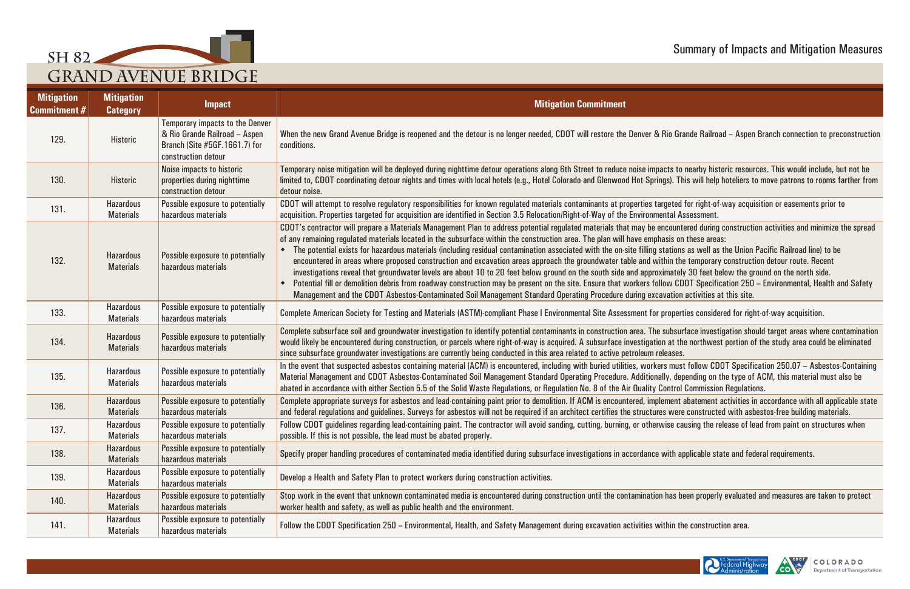# Summary of Impacts and Mitigation Measures

| Mitigation Commitment # | Mitigation Category | Impact | Mitigation Commitment |
|---|---|---|---|
| 129. | Historic | Temporary impacts to the Denver & Rio Grande Railroad – Aspen Branch (Site #5GF.1661.7) for construction detour | When the new Grand Avenue Bridge is reopened and the detour is no longer needed, CDOT will restore the Denver & Rio Grande Railroad – Aspen Branch connection to preconstruction conditions. |
| 130. | Historic | Noise impacts to historic properties during nighttime construction detour | Temporary noise mitigation will be deployed during nighttime detour operations along 6th Street to reduce noise impacts to nearby historic resources. This would include, but not be limited to, CDOT coordinating detour nights and times with local hotels (e.g., Hotel Colorado and Glenwood Hot Springs). This will help hoteliers to move patrons to rooms farther from detour noise. |
| 131. | Hazardous Materials | Possible exposure to potentially hazardous materials | CDOT will attempt to resolve regulatory responsibilities for known regulated materials contaminants at properties targeted for right-of-way acquisition or easements prior to acquisition. Properties targeted for acquisition are identified in Section 3.5 Relocation/Right-of-Way of the Environmental Assessment. |
| 132. | Hazardous Materials | Possible exposure to potentially hazardous materials | CDOT's contractor will prepare a Materials Management Plan to address potential regulated materials that may be encountered during construction activities and minimize the spread of any remaining regulated materials located in the subsurface within the construction area. The plan will have emphasis on these areas:<br>• The potential exists for hazardous materials (including residual contamination associated with the on-site filling stations as well as the Union Pacific Railroad line) to be encountered in areas where proposed construction and excavation areas approach the groundwater table and within the temporary construction detour route. Recent investigations reveal that groundwater levels are about 10 to 20 feet below ground on the south side and approximately 30 feet below the ground on the north side.<br>• Potential fill or demolition debris from roadway construction may be present on the site. Ensure that workers follow CDOT Specification 250 – Environmental, Health and Safety Management and the CDOT Asbestos-Contaminated Soil Management Standard Operating Procedure during excavation activities at this site. |
| 133. | Hazardous Materials | Possible exposure to potentially hazardous materials | Complete American Society for Testing and Materials (ASTM)-compliant Phase I Environmental Site Assessment for properties considered for right-of-way acquisition. |
| 134. | Hazardous Materials | Possible exposure to potentially hazardous materials | Complete subsurface soil and groundwater investigation to identify potential contaminants in construction area. The subsurface investigation should target areas where contamination would likely be encountered during construction, or parcels where right-of-way is acquired. A subsurface investigation at the northwest portion of the study area could be eliminated since subsurface groundwater investigations are currently being conducted in this area related to active petroleum releases. |
| 135. | Hazardous Materials | Possible exposure to potentially hazardous materials | In the event that suspected asbestos containing material (ACM) is encountered, including with buried utilities, workers must follow CDOT Specification 250.07 – Asbestos-Containing Material Management and CDOT Asbestos-Contaminated Soil Management Standard Operating Procedure. Additionally, depending on the type of ACM, this material must also be abated in accordance with either Section 5.5 of the Solid Waste Regulations, or Regulation No. 8 of the Air Quality Control Commission Regulations. |
| 136. | Hazardous Materials | Possible exposure to potentially hazardous materials | Complete appropriate surveys for asbestos and lead-containing paint prior to demolition. If ACM is encountered, implement abatement activities in accordance with all applicable state and federal regulations and guidelines. Surveys for asbestos will not be required if an architect certifies the structures were constructed with asbestos-free building materials. |
| 137. | Hazardous Materials | Possible exposure to potentially hazardous materials | Follow CDOT guidelines regarding lead-containing paint. The contractor will avoid sanding, cutting, burning, or otherwise causing the release of lead from paint on structures when possible. If this is not possible, the lead must be abated properly. |
| 138. | Hazardous Materials | Possible exposure to potentially hazardous materials | Specify proper handling procedures of contaminated media identified during subsurface investigations in accordance with applicable state and federal requirements. |
| 139. | Hazardous Materials | Possible exposure to potentially hazardous materials | Develop a Health and Safety Plan to protect workers during construction activities. |
| 140. | Hazardous Materials | Possible exposure to potentially hazardous materials | Stop work in the event that unknown contaminated media is encountered during construction until the contamination has been properly evaluated and measures are taken to protect worker health and safety, as well as public health and the environment. |
| 141. | Hazardous Materials | Possible exposure to potentially hazardous materials | Follow the CDOT Specification 250 – Environmental, Health, and Safety Management during excavation activities within the construction area. |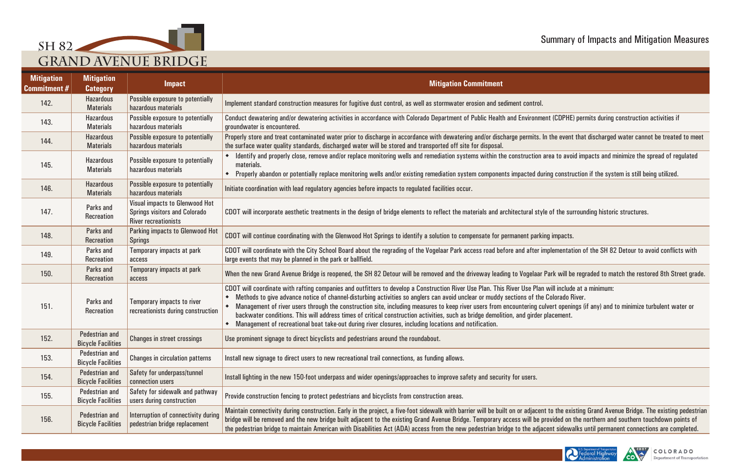# Summary of Impacts and Mitigation Measures

| Mitigation Commitment # | Mitigation Category | Impact | Mitigation Commitment |
|---|---|---|---|
| 142. | Hazardous Materials | Possible exposure to potentially hazardous materials | Implement standard construction measures for fugitive dust control, as well as stormwater erosion and sediment control. |
| 143. | Hazardous Materials | Possible exposure to potentially hazardous materials | Conduct dewatering and/or dewatering activities in accordance with Colorado Department of Public Health and Environment (CDPHE) permits during construction activities if groundwater is encountered. |
| 144. | Hazardous Materials | Possible exposure to potentially hazardous materials | Properly store and treat contaminated water prior to discharge in accordance with dewatering and/or discharge permits. In the event that discharged water cannot be treated to meet the surface water quality standards, discharged water will be stored and transported off site for disposal. |
| 145. | Hazardous Materials | Possible exposure to potentially hazardous materials | • Identify and properly close, remove and/or replace monitoring wells and remediation systems within the construction area to avoid impacts and minimize the spread of regulated materials.<br>• Properly abandon or potentially replace monitoring wells and/or existing remediation system components impacted during construction if the system is still being utilized. |
| 146. | Hazardous Materials | Possible exposure to potentially hazardous materials | Initiate coordination with lead regulatory agencies before impacts to regulated facilities occur. |
| 147. | Parks and Recreation | Visual impacts to Glenwood Hot Springs visitors and Colorado River recreationists | CDOT will incorporate aesthetic treatments in the design of bridge elements to reflect the materials and architectural style of the surrounding historic structures. |
| 148. | Parks and Recreation | Parking impacts to Glenwood Hot Springs | CDOT will continue coordinating with the Glenwood Hot Springs to identify a solution to compensate for permanent parking impacts. |
| 149. | Parks and Recreation | Temporary impacts at park access | CDOT will coordinate with the City School Board about the regrading of the Vogelaar Park access road before and after implementation of the SH 82 Detour to avoid conflicts with large events that may be planned in the park or ballfield. |
| 150. | Parks and Recreation | Temporary impacts at park access | When the new Grand Avenue Bridge is reopened, the SH 82 Detour will be removed and the driveway leading to Vogelaar Park will be regraded to match the restored 8th Street grade. |
| 151. | Parks and Recreation | Temporary impacts to river recreationists during construction | CDOT will coordinate with rafting companies and outfitters to develop a Construction River Use Plan. This River Use Plan will include at a minimum:<br>• Methods to give advance notice of channel-disturbing activities so anglers can avoid unclear or muddy sections of the Colorado River.<br>• Management of river users through the construction site, including measures to keep river users from encountering culvert openings (if any) and to minimize turbulent water or backwater conditions. This will address times of critical construction activities, such as bridge demolition, and girder placement.<br>• Management of recreational boat take-out during river closures, including locations and notification. |
| 152. | Pedestrian and Bicycle Facilities | Changes in street crossings | Use prominent signage to direct bicyclists and pedestrians around the roundabout. |
| 153. | Pedestrian and Bicycle Facilities | Changes in circulation patterns | Install new signage to direct users to new recreational trail connections, as funding allows. |
| 154. | Pedestrian and Bicycle Facilities | Safety for underpass/tunnel connection users | Install lighting in the new 150-foot underpass and wider openings/approaches to improve safety and security for users. |
| 155. | Pedestrian and Bicycle Facilities | Safety for sidewalk and pathway users during construction | Provide construction fencing to protect pedestrians and bicyclists from construction areas. |
| 156. | Pedestrian and Bicycle Facilities | Interruption of connectivity during pedestrian bridge replacement | Maintain connectivity during construction. Early in the project, a five-foot sidewalk with barrier will be built on or adjacent to the existing Grand Avenue Bridge. The existing pedestrian bridge will be removed and the new bridge built adjacent to the existing Grand Avenue Bridge. Temporary access will be provided on the northern and southern touchdown points of the pedestrian bridge to maintain American with Disabilities Act (ADA) access from the new pedestrian bridge to the adjacent sidewalks until permanent connections are completed. |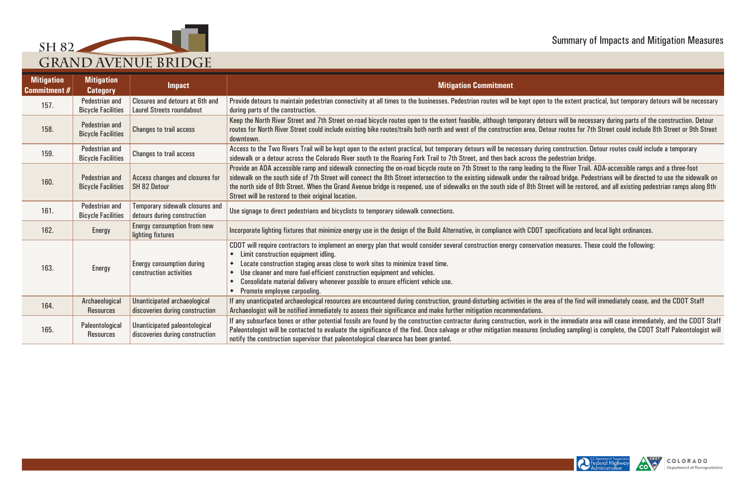| Mitigation Commitment # | Mitigation Category | Impact | Mitigation Commitment |
|---|---|---|---|
| 157. | Pedestrian and Bicycle Facilities | Closures and detours at 6th and Laurel Streets roundabout | Provide detours to maintain pedestrian connectivity at all times to the businesses. Pedestrian routes will be kept open to the extent practical, but temporary detours will be necessary during parts of the construction. |
| 158. | Pedestrian and Bicycle Facilities | Changes to trail access | Keep the North River Street and 7th Street on-road bicycle routes open to the extent feasible, although temporary detours will be necessary during parts of the construction. Detour routes for North River Street could include existing bike routes/trails both north and west of the construction area. Detour routes for 7th Street could include 8th Street or 9th Street downtown. |
| 159. | Pedestrian and Bicycle Facilities | Changes to trail access | Access to the Two Rivers Trail will be kept open to the extent practical, but temporary detours will be necessary during construction. Detour routes could include a temporary sidewalk or a detour across the Colorado River south to the Roaring Fork Trail to 7th Street, and then back across the pedestrian bridge. |
| 160. | Pedestrian and Bicycle Facilities | Access changes and closures for SH 82 Detour | Provide an ADA accessible ramp and sidewalk connecting the on-road bicycle route on 7th Street to the ramp leading to the River Trail. ADA-accessible ramps and a three-foot sidewalk on the south side of 7th Street will connect the 8th Street intersection to the existing sidewalk under the railroad bridge. Pedestrians will be directed to use the sidewalk on the north side of 8th Street. When the Grand Avenue bridge is reopened, use of sidewalks on the south side of 8th Street will be restored, and all existing pedestrian ramps along 8th Street will be restored to their original location. |
| 161. | Pedestrian and Bicycle Facilities | Temporary sidewalk closures and detours during construction | Use signage to direct pedestrians and bicyclists to temporary sidewalk connections. |
| 162. | Energy | Energy consumption from new lighting fixtures | Incorporate lighting fixtures that minimize energy use in the design of the Build Alternative, in compliance with CDOT specifications and local light ordinances. |
| 163. | Energy | Energy consumption during construction activities | CDOT will require contractors to implement an energy plan that would consider several construction energy conservation measures. These could the following:<br>◆ Limit construction equipment idling.<br>◆ Locate construction staging areas close to work sites to minimize travel time.<br>◆ Use cleaner and more fuel-efficient construction equipment and vehicles.<br>◆ Consolidate material delivery whenever possible to ensure efficient vehicle use.<br>◆ Promote employee carpooling. |
| 164. | Archaeological Resources | Unanticipated archaeological discoveries during construction | If any unanticipated archaeological resources are encountered during construction, ground-disturbing activities in the area of the find will immediately cease, and the CDOT Staff Archaeologist will be notified immediately to assess their significance and make further mitigation recommendations. |
| 165. | Paleontological Resources | Unanticipated paleontological discoveries during construction | If any subsurface bones or other potential fossils are found by the construction contractor during construction, work in the immediate area will cease immediately, and the CDOT Staff Paleontologist will be contacted to evaluate the significance of the find. Once salvage or other mitigation measures (including sampling) is complete, the CDOT Staff Paleontologist will notify the construction supervisor that paleontological clearance has been granted. |